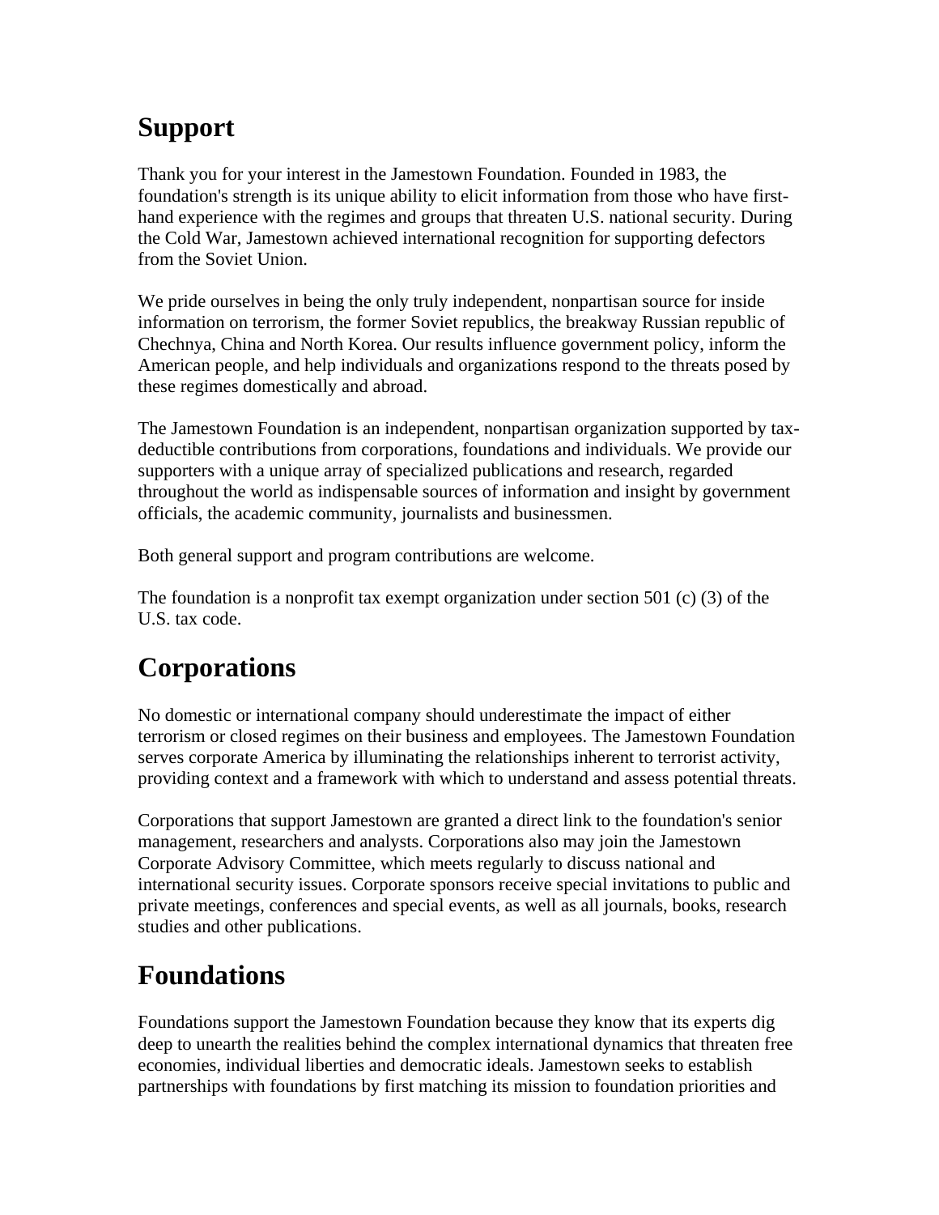# Support

Thank you for your interest in the Jamestown Foundation. Founded in 1983, the foundation's strength is its unique ability to elicit information from those who have first-hand experience with the regimes and groups that threaten U.S. national security. During the Cold War, Jamestown achieved international recognition for supporting defectors from the Soviet Union.

We pride ourselves in being the only truly independent, nonpartisan source for inside information on terrorism, the former Soviet republics, the breakway Russian republic of Chechnya, China and North Korea. Our results influence government policy, inform the American people, and help individuals and organizations respond to the threats posed by these regimes domestically and abroad.

The Jamestown Foundation is an independent, nonpartisan organization supported by tax-deductible contributions from corporations, foundations and individuals. We provide our supporters with a unique array of specialized publications and research, regarded throughout the world as indispensable sources of information and insight by government officials, the academic community, journalists and businessmen.

Both general support and program contributions are welcome.

The foundation is a nonprofit tax exempt organization under section 501 (c) (3) of the U.S. tax code.

# Corporations

No domestic or international company should underestimate the impact of either terrorism or closed regimes on their business and employees. The Jamestown Foundation serves corporate America by illuminating the relationships inherent to terrorist activity, providing context and a framework with which to understand and assess potential threats.

Corporations that support Jamestown are granted a direct link to the foundation's senior management, researchers and analysts. Corporations also may join the Jamestown Corporate Advisory Committee, which meets regularly to discuss national and international security issues. Corporate sponsors receive special invitations to public and private meetings, conferences and special events, as well as all journals, books, research studies and other publications.

# Foundations

Foundations support the Jamestown Foundation because they know that its experts dig deep to unearth the realities behind the complex international dynamics that threaten free economies, individual liberties and democratic ideals. Jamestown seeks to establish partnerships with foundations by first matching its mission to foundation priorities and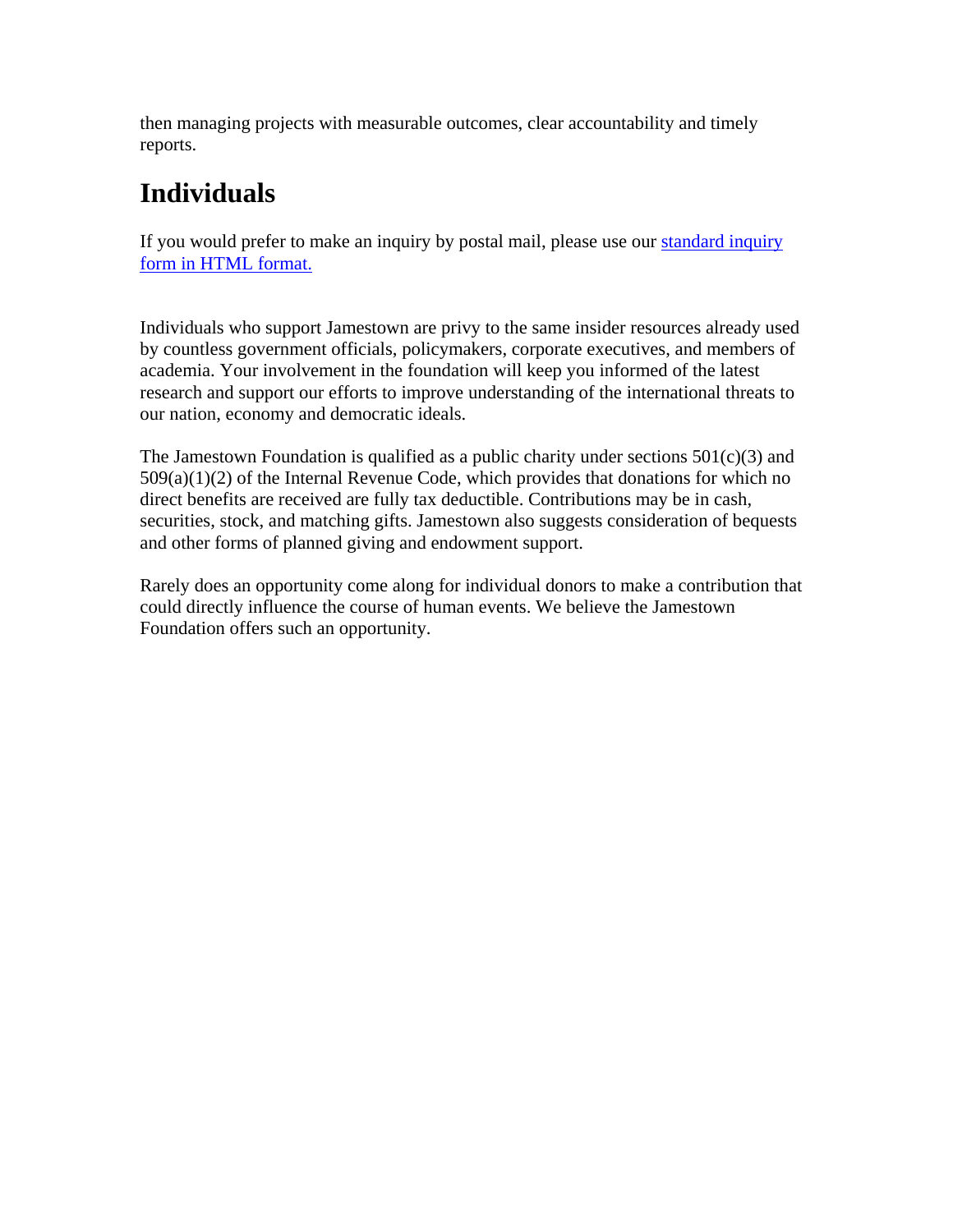then managing projects with measurable outcomes, clear accountability and timely reports.

## Individuals

If you would prefer to make an inquiry by postal mail, please use our standard inquiry form in HTML format.

Individuals who support Jamestown are privy to the same insider resources already used by countless government officials, policymakers, corporate executives, and members of academia. Your involvement in the foundation will keep you informed of the latest research and support our efforts to improve understanding of the international threats to our nation, economy and democratic ideals.

The Jamestown Foundation is qualified as a public charity under sections 501(c)(3) and 509(a)(1)(2) of the Internal Revenue Code, which provides that donations for which no direct benefits are received are fully tax deductible. Contributions may be in cash, securities, stock, and matching gifts. Jamestown also suggests consideration of bequests and other forms of planned giving and endowment support.

Rarely does an opportunity come along for individual donors to make a contribution that could directly influence the course of human events. We believe the Jamestown Foundation offers such an opportunity.